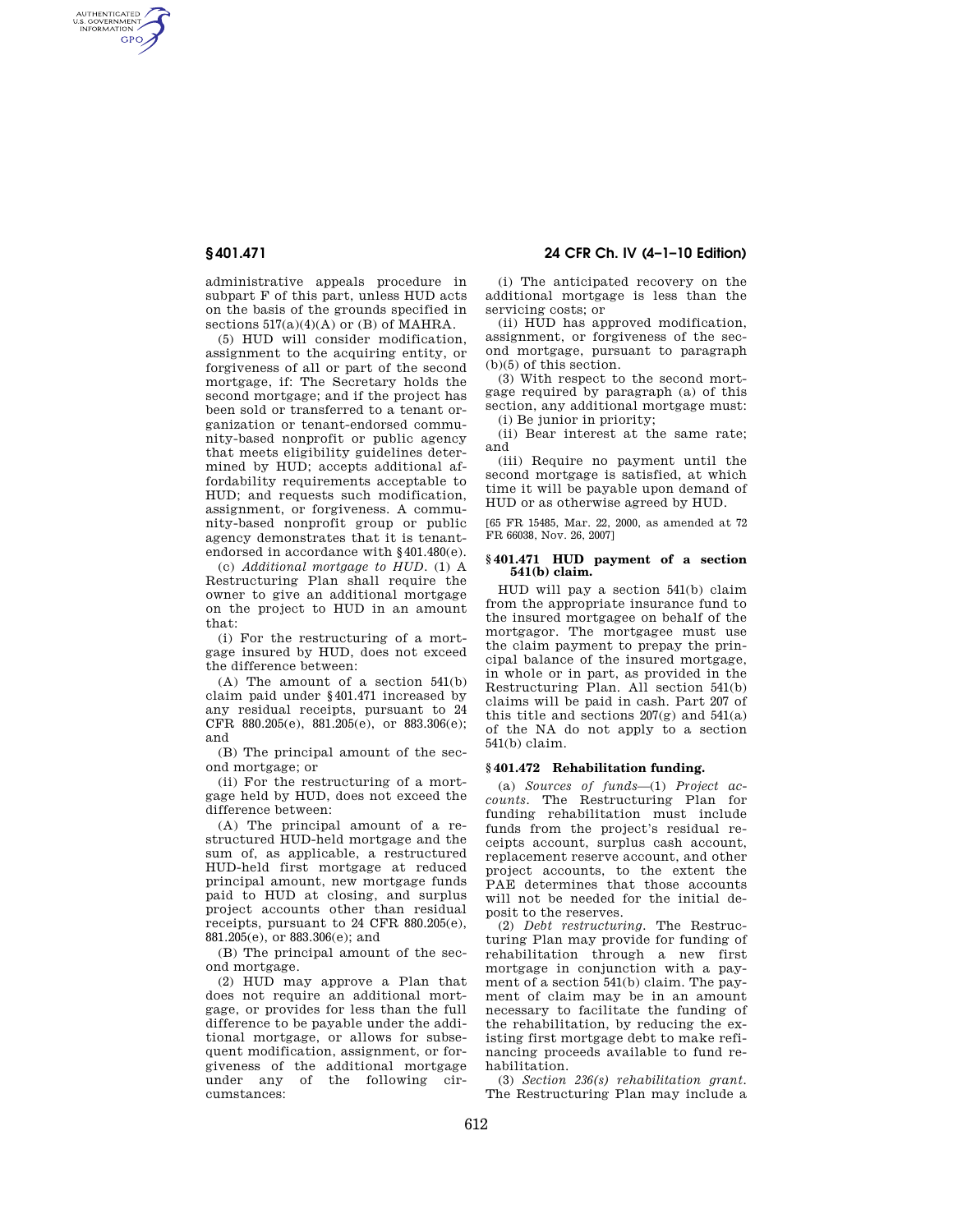administrative appeals procedure in subpart F of this part, unless HUD acts on the basis of the grounds specified in sections 517(a)(4)(A) or (B) of MAHRA.

(5) HUD will consider modification, assignment to the acquiring entity, or forgiveness of all or part of the second mortgage, if: The Secretary holds the second mortgage; and if the project has been sold or transferred to a tenant organization or tenant-endorsed community-based nonprofit or public agency that meets eligibility guidelines determined by HUD; accepts additional affordability requirements acceptable to HUD; and requests such modification, assignment, or forgiveness. A community-based nonprofit group or public agency demonstrates that it is tenant-endorsed in accordance with §401.480(e).

(c) *Additional mortgage to HUD.* (1) A Restructuring Plan shall require the owner to give an additional mortgage on the project to HUD in an amount that:

(i) For the restructuring of a mortgage insured by HUD, does not exceed the difference between:

(A) The amount of a section 541(b) claim paid under §401.471 increased by any residual receipts, pursuant to 24 CFR 880.205(e), 881.205(e), or 883.306(e); and

(B) The principal amount of the second mortgage; or

(ii) For the restructuring of a mortgage held by HUD, does not exceed the difference between:

(A) The principal amount of a restructured HUD-held mortgage and the sum of, as applicable, a restructured HUD-held first mortgage at reduced principal amount, new mortgage funds paid to HUD at closing, and surplus project accounts other than residual receipts, pursuant to 24 CFR 880.205(e), 881.205(e), or 883.306(e); and

(B) The principal amount of the second mortgage.

(2) HUD may approve a Plan that does not require an additional mortgage, or provides for less than the full difference to be payable under the additional mortgage, or allows for subsequent modification, assignment, or forgiveness of the additional mortgage under any of the following circumstances:

(i) The anticipated recovery on the additional mortgage is less than the servicing costs; or

(ii) HUD has approved modification, assignment, or forgiveness of the second mortgage, pursuant to paragraph (b)(5) of this section.

(3) With respect to the second mortgage required by paragraph (a) of this section, any additional mortgage must:

(i) Be junior in priority;

(ii) Bear interest at the same rate; and

(iii) Require no payment until the second mortgage is satisfied, at which time it will be payable upon demand of HUD or as otherwise agreed by HUD.

[65 FR 15485, Mar. 22, 2000, as amended at 72 FR 66038, Nov. 26, 2007]

## §401.471 HUD payment of a section 541(b) claim.

HUD will pay a section 541(b) claim from the appropriate insurance fund to the insured mortgagee on behalf of the mortgagor. The mortgagee must use the claim payment to prepay the principal balance of the insured mortgage, in whole or in part, as provided in the Restructuring Plan. All section 541(b) claims will be paid in cash. Part 207 of this title and sections 207(g) and 541(a) of the NA do not apply to a section 541(b) claim.

## §401.472 Rehabilitation funding.

(a) *Sources of funds*—(1) *Project accounts.* The Restructuring Plan for funding rehabilitation must include funds from the project's residual receipts account, surplus cash account, replacement reserve account, and other project accounts, to the extent the PAE determines that those accounts will not be needed for the initial deposit to the reserves.

(2) *Debt restructuring.* The Restructuring Plan may provide for funding of rehabilitation through a new first mortgage in conjunction with a payment of a section 541(b) claim. The payment of claim may be in an amount necessary to facilitate the funding of the rehabilitation, by reducing the existing first mortgage debt to make refinancing proceeds available to fund rehabilitation.

(3) *Section 236(s) rehabilitation grant.* The Restructuring Plan may include a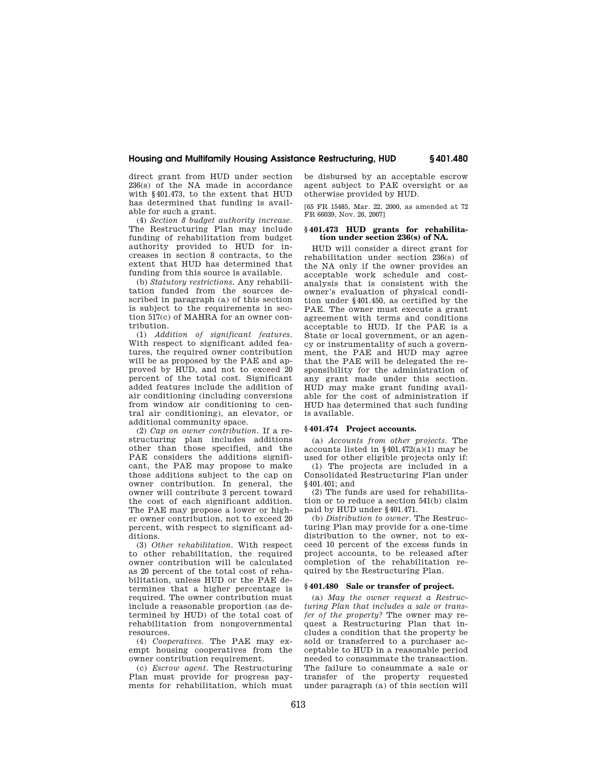direct grant from HUD under section 236(s) of the NA made in accordance with §401.473, to the extent that HUD has determined that funding is available for such a grant.

(4) *Section 8 budget authority increase.* The Restructuring Plan may include funding of rehabilitation from budget authority provided to HUD for increases in section 8 contracts, to the extent that HUD has determined that funding from this source is available.

(b) *Statutory restrictions.* Any rehabilitation funded from the sources described in paragraph (a) of this section is subject to the requirements in section 517(c) of MAHRA for an owner contribution.

(1) *Addition of significant features.* With respect to significant added features, the required owner contribution will be as proposed by the PAE and approved by HUD, and not to exceed 20 percent of the total cost. Significant added features include the addition of air conditioning (including conversions from window air conditioning to central air conditioning), an elevator, or additional community space.

(2) *Cap on owner contribution.* If a restructuring plan includes additions other than those specified, and the PAE considers the additions significant, the PAE may propose to make those additions subject to the cap on owner contribution. In general, the owner will contribute 3 percent toward the cost of each significant addition. The PAE may propose a lower or higher owner contribution, not to exceed 20 percent, with respect to significant additions.

(3) *Other rehabilitation.* With respect to other rehabilitation, the required owner contribution will be calculated as 20 percent of the total cost of rehabilitation, unless HUD or the PAE determines that a higher percentage is required. The owner contribution must include a reasonable proportion (as determined by HUD) of the total cost of rehabilitation from nongovernmental resources.

(4) *Cooperatives.* The PAE may exempt housing cooperatives from the owner contribution requirement.

(c) *Escrow agent.* The Restructuring Plan must provide for progress payments for rehabilitation, which must be disbursed by an acceptable escrow agent subject to PAE oversight or as otherwise provided by HUD.

[65 FR 15485, Mar. 22, 2000, as amended at 72 FR 66039, Nov. 26, 2007]

### §401.473 HUD grants for rehabilitation under section 236(s) of NA.

HUD will consider a direct grant for rehabilitation under section 236(s) of the NA only if the owner provides an acceptable work schedule and cost-analysis that is consistent with the owner's evaluation of physical condition under §401.450, as certified by the PAE. The owner must execute a grant agreement with terms and conditions acceptable to HUD. If the PAE is a State or local government, or an agency or instrumentality of such a government, the PAE and HUD may agree that the PAE will be delegated the responsibility for the administration of any grant made under this section. HUD may make grant funding available for the cost of administration if HUD has determined that such funding is available.

### §401.474 Project accounts.

(a) *Accounts from other projects.* The accounts listed in §401.472(a)(1) may be used for other eligible projects only if:

(1) The projects are included in a Consolidated Restructuring Plan under §401.401; and

(2) The funds are used for rehabilitation or to reduce a section 541(b) claim paid by HUD under §401.471.

(b) *Distribution to owner.* The Restructuring Plan may provide for a one-time distribution to the owner, not to exceed 10 percent of the excess funds in project accounts, to be released after completion of the rehabilitation required by the Restructuring Plan.

### §401.480 Sale or transfer of project.

(a) *May the owner request a Restructuring Plan that includes a sale or transfer of the property?* The owner may request a Restructuring Plan that includes a condition that the property be sold or transferred to a purchaser acceptable to HUD in a reasonable period needed to consummate the transaction. The failure to consummate a sale or transfer of the property requested under paragraph (a) of this section will